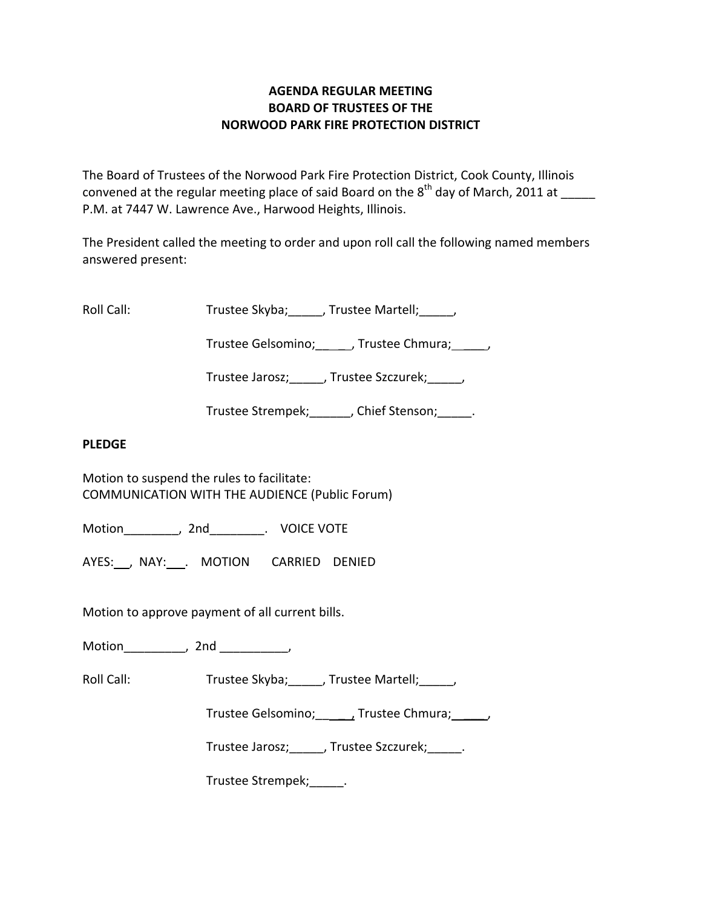**AGENDA REGULAR MEETING**
**BOARD OF TRUSTEES OF THE**
**NORWOOD PARK FIRE PROTECTION DISTRICT**

The Board of Trustees of the Norwood Park Fire Protection District, Cook County, Illinois convened at the regular meeting place of said Board on the 8th day of March, 2011 at _____ P.M. at 7447 W. Lawrence Ave., Harwood Heights, Illinois.

The President called the meeting to order and upon roll call the following named members answered present:

Roll Call: Trustee Skyba;_____, Trustee Martell;_____,

Trustee Gelsomino;_____, Trustee Chmura;_____,

Trustee Jarosz;_____, Trustee Szczurek;_____,

Trustee Strempek;______, Chief Stenson;_____.

**PLEDGE**

Motion to suspend the rules to facilitate:
COMMUNICATION WITH THE AUDIENCE (Public Forum)

Motion________, 2nd________. VOICE VOTE

AYES:___, NAY:___. MOTION CARRIED DENIED

Motion to approve payment of all current bills.

Motion_________, 2nd __________,

Roll Call: Trustee Skyba;_____, Trustee Martell;_____,

Trustee Gelsomino;_____, Trustee Chmura;_____,

Trustee Jarosz;_____, Trustee Szczurek;_____.

Trustee Strempek;_____.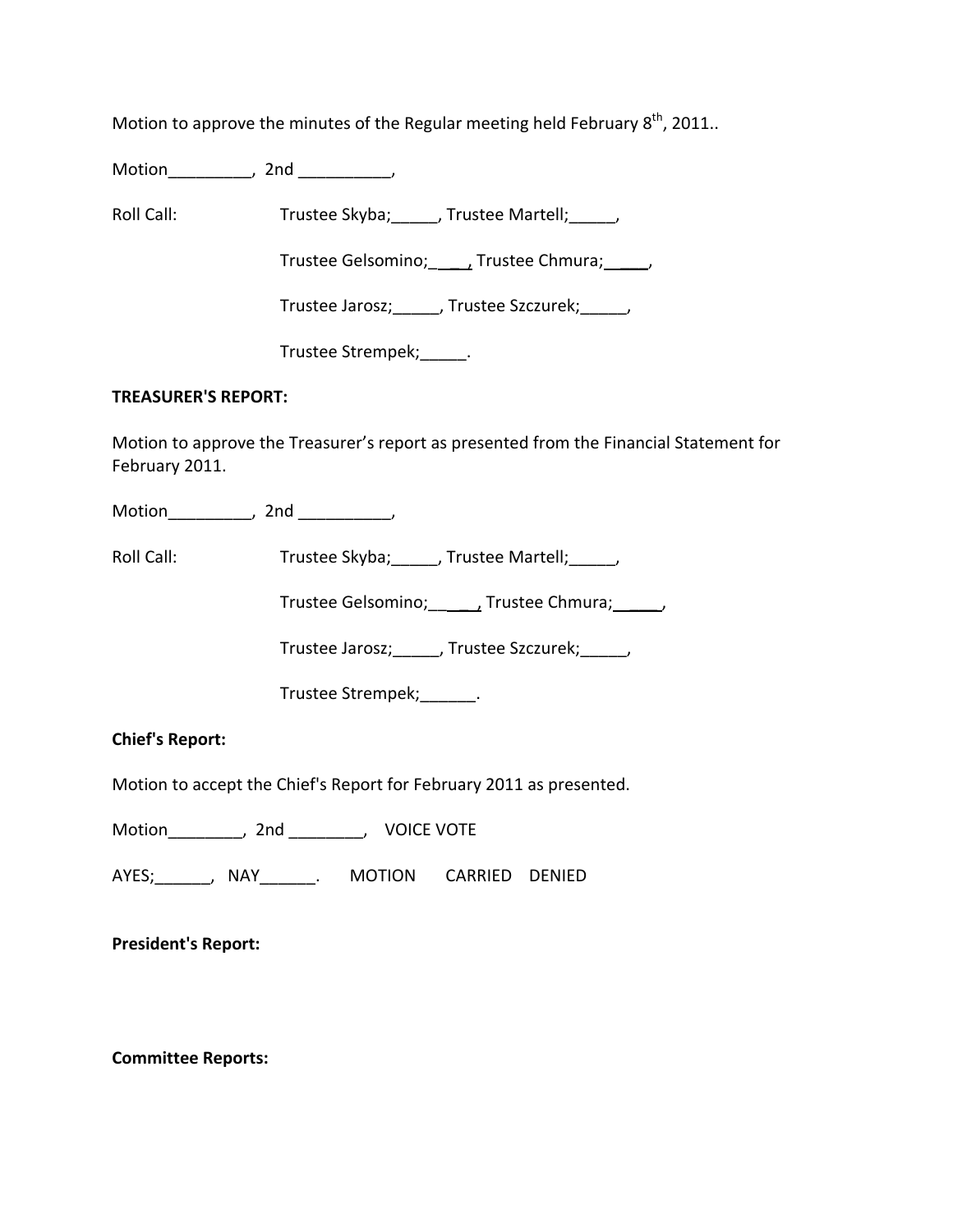Motion to approve the minutes of the Regular meeting held February 8th, 2011..

Motion_________, 2nd __________,

Roll Call: Trustee Skyba;_____, Trustee Martell;_____,

Trustee Gelsomino;_____, Trustee Chmura;_____,

Trustee Jarosz;_____, Trustee Szczurek;_____,

Trustee Strempek;_____.

**TREASURER'S REPORT:**

Motion to approve the Treasurer's report as presented from the Financial Statement for February 2011.

Motion_________, 2nd __________,

Roll Call: Trustee Skyba;_____, Trustee Martell;_____,

Trustee Gelsomino;_____, Trustee Chmura;_____,

Trustee Jarosz;_____, Trustee Szczurek;_____,

Trustee Strempek;______.

**Chief's Report:**

Motion to accept the Chief's Report for February 2011 as presented.

Motion________, 2nd ________, VOICE VOTE

AYES;______, NAY______. MOTION CARRIED DENIED

**President's Report:**

**Committee Reports:**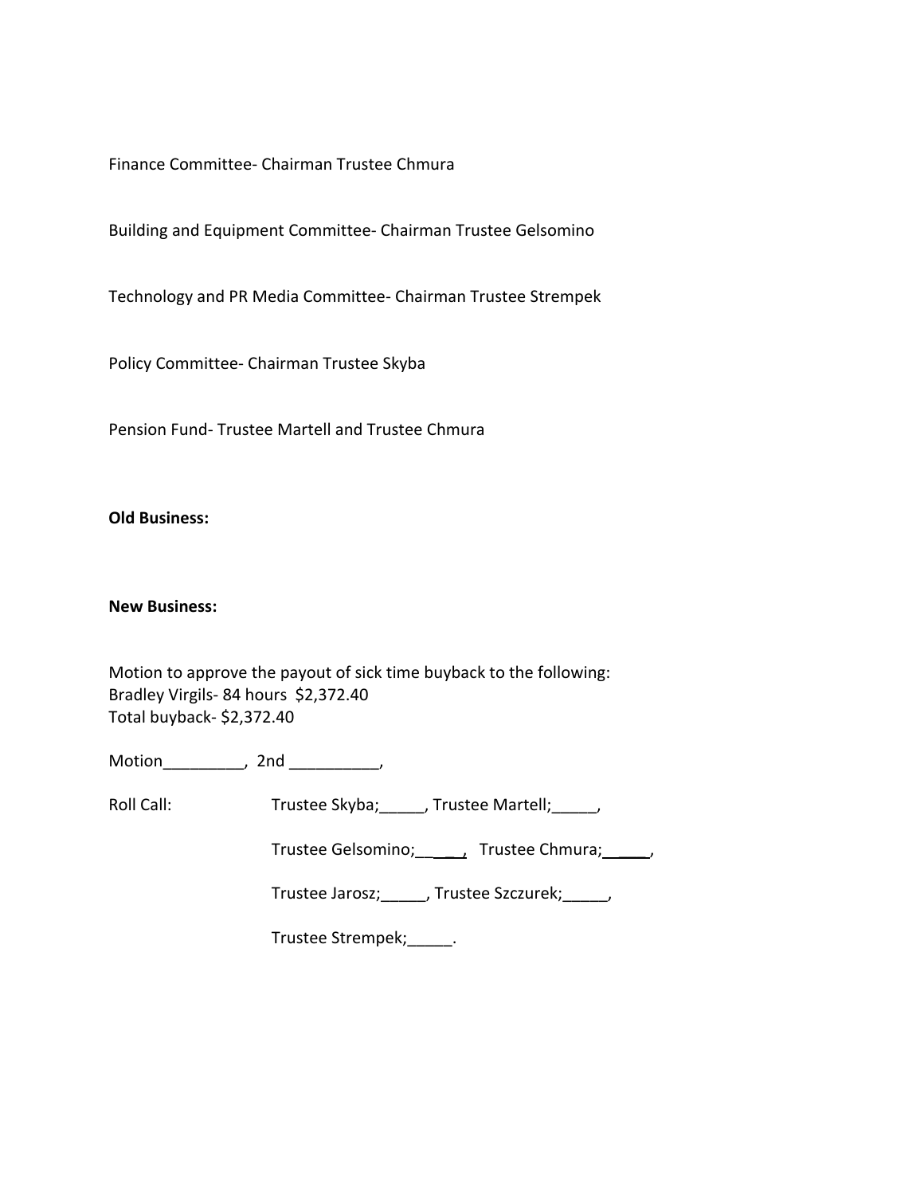Finance Committee- Chairman Trustee Chmura

Building and Equipment Committee- Chairman Trustee Gelsomino

Technology and PR Media Committee- Chairman Trustee Strempek

Policy Committee- Chairman Trustee Skyba

Pension Fund- Trustee Martell and Trustee Chmura

**Old Business:**

**New Business:**

Motion to approve the payout of sick time buyback to the following:
Bradley Virgils- 84 hours  $2,372.40
Total buyback- $2,372.40

Motion_________,  2nd __________,

Roll Call: Trustee Skyba;_____, Trustee Martell;_____,

Trustee Gelsomino;_____, Trustee Chmura;_____,

Trustee Jarosz;_____, Trustee Szczurek;_____,

Trustee Strempek;_____.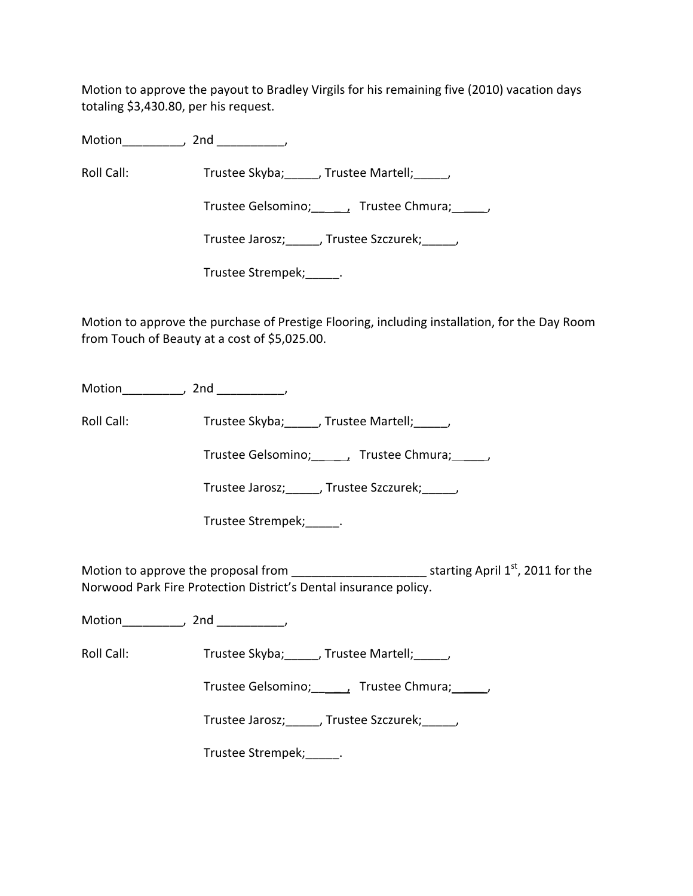Motion to approve the payout to Bradley Virgils for his remaining five (2010) vacation days totaling $3,430.80, per his request.

Motion_________, 2nd __________,

Roll Call: Trustee Skyba;_____, Trustee Martell;_____,

Trustee Gelsomino;_____, Trustee Chmura;_____,

Trustee Jarosz;_____, Trustee Szczurek;_____,

Trustee Strempek;_____.

Motion to approve the purchase of Prestige Flooring, including installation, for the Day Room from Touch of Beauty at a cost of $5,025.00.

Motion_________, 2nd __________,

Roll Call: Trustee Skyba;_____, Trustee Martell;_____,

Trustee Gelsomino;_____, Trustee Chmura;_____,

Trustee Jarosz;_____, Trustee Szczurek;_____,

Trustee Strempek;_____.

Motion to approve the proposal from ____________________ starting April 1st, 2011 for the Norwood Park Fire Protection District's Dental insurance policy.

Motion_________, 2nd __________,

Roll Call: Trustee Skyba;_____, Trustee Martell;_____,

Trustee Gelsomino;_____, Trustee Chmura;_____,

Trustee Jarosz;_____, Trustee Szczurek;_____,

Trustee Strempek;_____.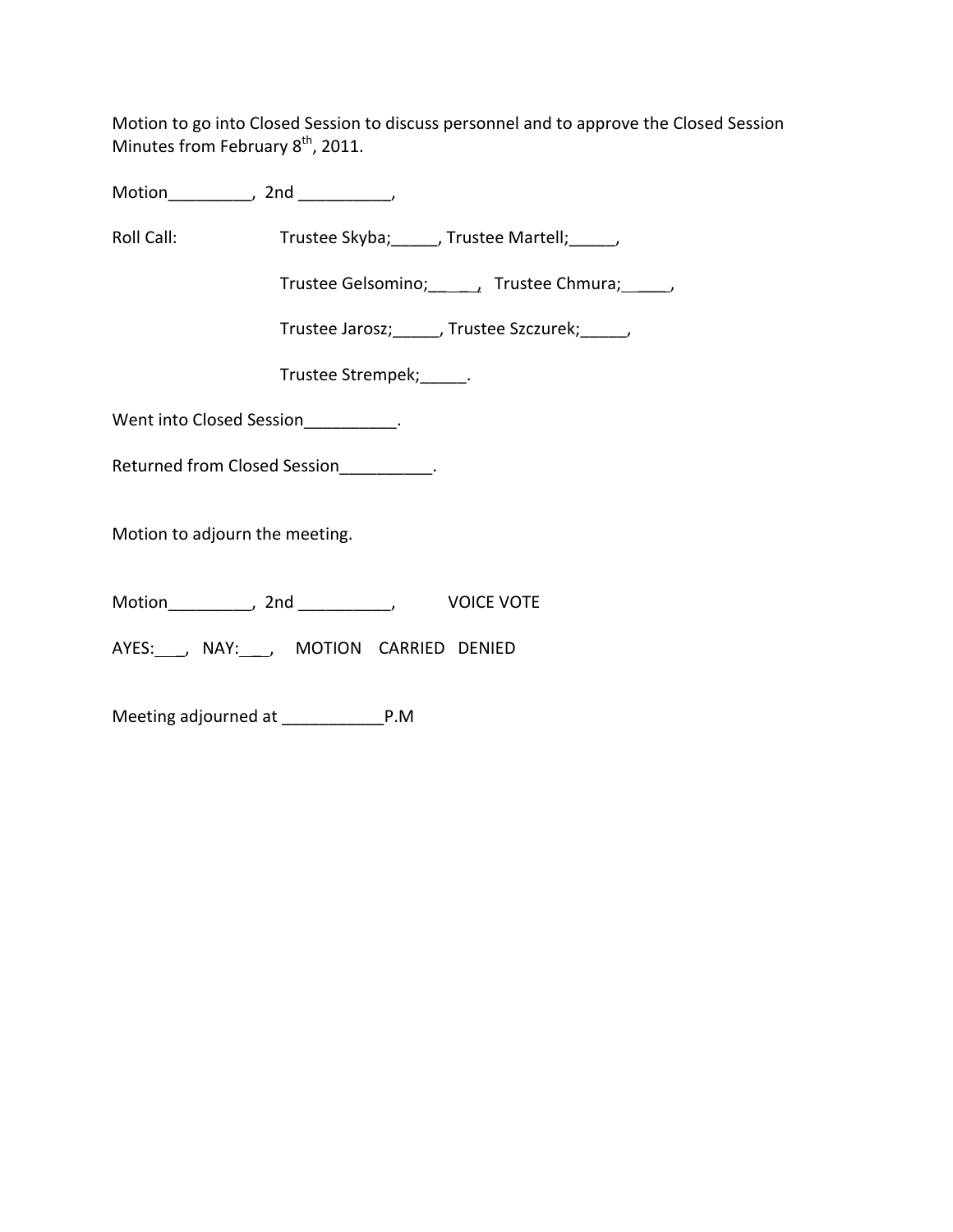Motion to go into Closed Session to discuss personnel and to approve the Closed Session Minutes from February 8th, 2011.

Motion_________, 2nd __________,

Roll Call: Trustee Skyba;_____, Trustee Martell;_____,

Trustee Gelsomino;_____, Trustee Chmura;_____,

Trustee Jarosz;_____, Trustee Szczurek;_____,

Trustee Strempek;_____.

Went into Closed Session__________.

Returned from Closed Session__________.

Motion to adjourn the meeting.

Motion_________, 2nd __________, VOICE VOTE

AYES:___, NAY:___, MOTION CARRIED DENIED

Meeting adjourned at ___________P.M